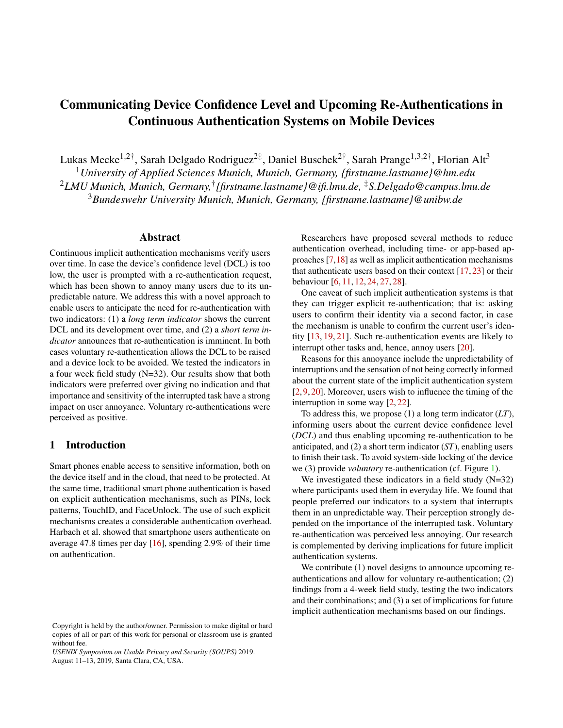# Communicating Device Confidence Level and Upcoming Re-Authentications in Continuous Authentication Systems on Mobile Devices

Lukas Mecke[1,2†], Sarah Delgado Rodriguez[2‡], Daniel Buschek[2†], Sarah Prange[1,3,2†], Florian Alt[3]

[1]*University of Applied Sciences Munich, Munich, Germany, {firstname.lastname}@hm.edu*

[2]*LMU Munich, Munich, Germany,* [†]*{firstname.lastname}@ifi.lmu.de,* [‡]*S.Delgado@campus.lmu.de*

[3]*Bundeswehr University Munich, Munich, Germany, {firstname.lastname}@unibw.de*

## Abstract

Continuous implicit authentication mechanisms verify users over time. In case the device's confidence level (DCL) is too low, the user is prompted with a re-authentication request, which has been shown to annoy many users due to its unpredictable nature. We address this with a novel approach to enable users to anticipate the need for re-authentication with two indicators: (1) a *long term indicator* shows the current DCL and its development over time, and (2) a *short term indicator* announces that re-authentication is imminent. In both cases voluntary re-authentication allows the DCL to be raised and a device lock to be avoided. We tested the indicators in a four week field study (N=32). Our results show that both indicators were preferred over giving no indication and that importance and sensitivity of the interrupted task have a strong impact on user annoyance. Voluntary re-authentications were perceived as positive.

## 1 Introduction

Smart phones enable access to sensitive information, both on the device itself and in the cloud, that need to be protected. At the same time, traditional smart phone authentication is based on explicit authentication mechanisms, such as PINs, lock patterns, TouchID, and FaceUnlock. The use of such explicit mechanisms creates a considerable authentication overhead. Harbach et al. showed that smartphone users authenticate on average 47.8 times per day [16], spending 2.9% of their time on authentication.

Researchers have proposed several methods to reduce authentication overhead, including time- or app-based approaches [7,18] as well as implicit authentication mechanisms that authenticate users based on their context [17,23] or their behaviour [6,11,12,24,27,28].

One caveat of such implicit authentication systems is that they can trigger explicit re-authentication; that is: asking users to confirm their identity via a second factor, in case the mechanism is unable to confirm the current user's identity [13,19,21]. Such re-authentication events are likely to interrupt other tasks and, hence, annoy users [20].

Reasons for this annoyance include the unpredictability of interruptions and the sensation of not being correctly informed about the current state of the implicit authentication system [2,9,20]. Moreover, users wish to influence the timing of the interruption in some way [2,22].

To address this, we propose (1) a long term indicator (*LT*), informing users about the current device confidence level (*DCL*) and thus enabling upcoming re-authentication to be anticipated, and (2) a short term indicator (*ST*), enabling users to finish their task. To avoid system-side locking of the device we (3) provide *voluntary* re-authentication (cf. Figure 1).

We investigated these indicators in a field study (N=32) where participants used them in everyday life. We found that people preferred our indicators to a system that interrupts them in an unpredictable way. Their perception strongly depended on the importance of the interrupted task. Voluntary re-authentication was perceived less annoying. Our research is complemented by deriving implications for future implicit authentication systems.

We contribute (1) novel designs to announce upcoming re-authentications and allow for voluntary re-authentication; (2) findings from a 4-week field study, testing the two indicators and their combinations; and (3) a set of implications for future implicit authentication mechanisms based on our findings.

Copyright is held by the author/owner. Permission to make digital or hard copies of all or part of this work for personal or classroom use is granted without fee.
*USENIX Symposium on Usable Privacy and Security (SOUPS)* 2019.
August 11–13, 2019, Santa Clara, CA, USA.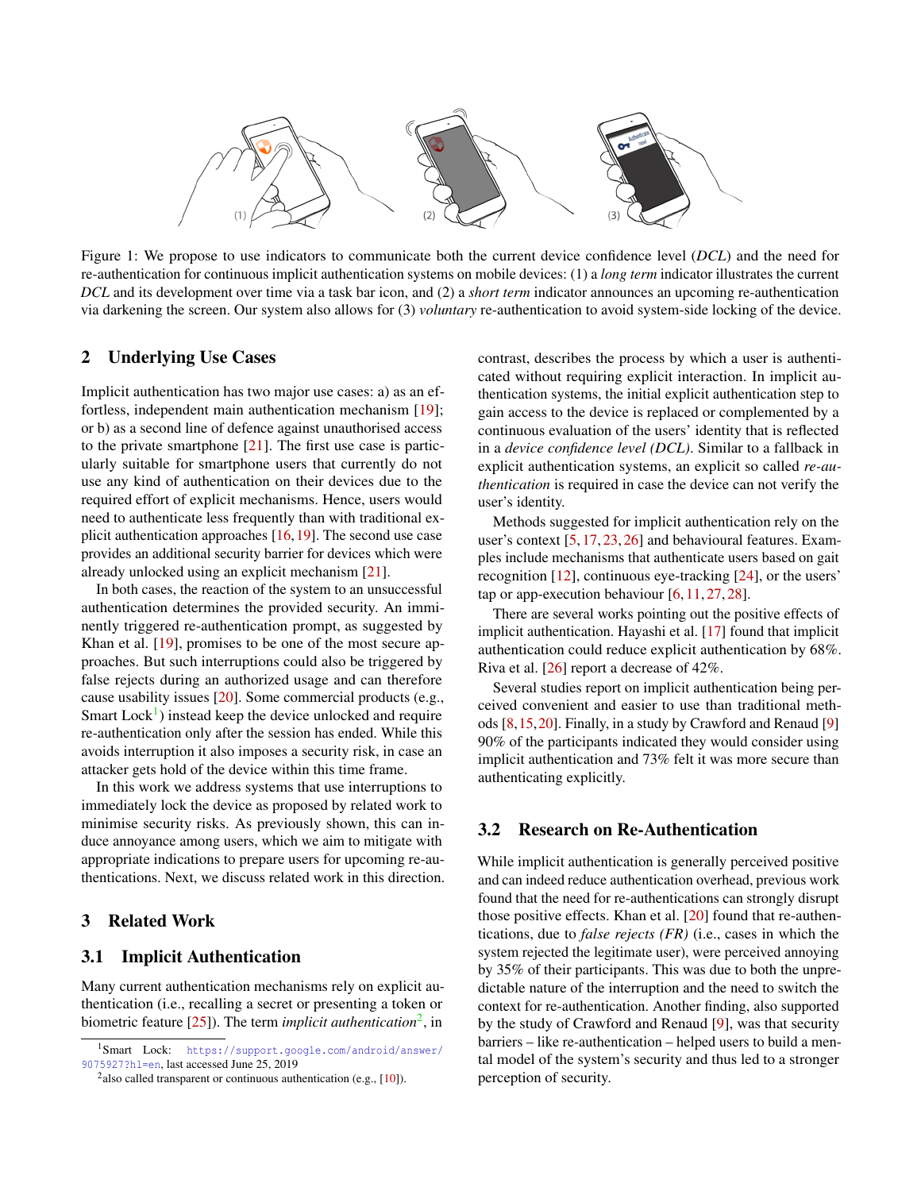Figure 1: We propose to use indicators to communicate both the current device confidence level (*DCL*) and the need for re-authentication for continuous implicit authentication systems on mobile devices: (1) a *long term* indicator illustrates the current *DCL* and its development over time via a task bar icon, and (2) a *short term* indicator announces an upcoming re-authentication via darkening the screen. Our system also allows for (3) *voluntary* re-authentication to avoid system-side locking of the device.

## 2 Underlying Use Cases

Implicit authentication has two major use cases: a) as an effortless, independent main authentication mechanism [19]; or b) as a second line of defence against unauthorised access to the private smartphone [21]. The first use case is particularly suitable for smartphone users that currently do not use any kind of authentication on their devices due to the required effort of explicit mechanisms. Hence, users would need to authenticate less frequently than with traditional explicit authentication approaches [16, 19]. The second use case provides an additional security barrier for devices which were already unlocked using an explicit mechanism [21].

In both cases, the reaction of the system to an unsuccessful authentication determines the provided security. An imminently triggered re-authentication prompt, as suggested by Khan et al. [19], promises to be one of the most secure approaches. But such interruptions could also be triggered by false rejects during an authorized usage and can therefore cause usability issues [20]. Some commercial products (e.g., Smart Lock[1]) instead keep the device unlocked and require re-authentication only after the session has ended. While this avoids interruption it also imposes a security risk, in case an attacker gets hold of the device within this time frame.

In this work we address systems that use interruptions to immediately lock the device as proposed by related work to minimise security risks. As previously shown, this can induce annoyance among users, which we aim to mitigate with appropriate indications to prepare users for upcoming re-authentications. Next, we discuss related work in this direction.

## 3 Related Work

### 3.1 Implicit Authentication

Many current authentication mechanisms rely on explicit authentication (i.e., recalling a secret or presenting a token or biometric feature [25]). The term *implicit authentication*[2], in contrast, describes the process by which a user is authenticated without requiring explicit interaction. In implicit authentication systems, the initial explicit authentication step to gain access to the device is replaced or complemented by a continuous evaluation of the users' identity that is reflected in a *device confidence level (DCL)*. Similar to a fallback in explicit authentication systems, an explicit so called *re-authentication* is required in case the device can not verify the user's identity.

Methods suggested for implicit authentication rely on the user's context [5, 17, 23, 26] and behavioural features. Examples include mechanisms that authenticate users based on gait recognition [12], continuous eye-tracking [24], or the users' tap or app-execution behaviour [6, 11, 27, 28].

There are several works pointing out the positive effects of implicit authentication. Hayashi et al. [17] found that implicit authentication could reduce explicit authentication by 68%. Riva et al. [26] report a decrease of 42%.

Several studies report on implicit authentication being perceived convenient and easier to use than traditional methods [8, 15, 20]. Finally, in a study by Crawford and Renaud [9] 90% of the participants indicated they would consider using implicit authentication and 73% felt it was more secure than authenticating explicitly.

### 3.2 Research on Re-Authentication

While implicit authentication is generally perceived positive and can indeed reduce authentication overhead, previous work found that the need for re-authentications can strongly disrupt those positive effects. Khan et al. [20] found that re-authentications, due to *false rejects (FR)* (i.e., cases in which the system rejected the legitimate user), were perceived annoying by 35% of their participants. This was due to both the unpredictable nature of the interruption and the need to switch the context for re-authentication. Another finding, also supported by the study of Crawford and Renaud [9], was that security barriers – like re-authentication – helped users to build a mental model of the system's security and thus led to a stronger perception of security.

---

[1] Smart Lock: https://support.google.com/android/answer/9075927?hl=en, last accessed June 25, 2019

[2] also called transparent or continuous authentication (e.g., [10]).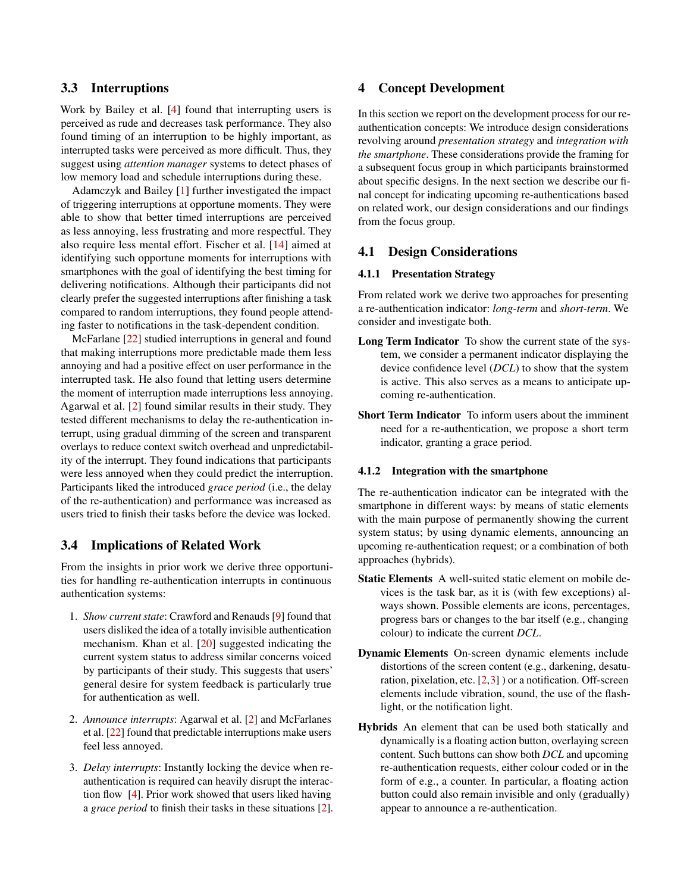### 3.3 Interruptions

Work by Bailey et al. [4] found that interrupting users is perceived as rude and decreases task performance. They also found timing of an interruption to be highly important, as interrupted tasks were perceived as more difficult. Thus, they suggest using *attention manager* systems to detect phases of low memory load and schedule interruptions during these.

Adamczyk and Bailey [1] further investigated the impact of triggering interruptions at opportune moments. They were able to show that better timed interruptions are perceived as less annoying, less frustrating and more respectful. They also require less mental effort. Fischer et al. [14] aimed at identifying such opportune moments for interruptions with smartphones with the goal of identifying the best timing for delivering notifications. Although their participants did not clearly prefer the suggested interruptions after finishing a task compared to random interruptions, they found people attending faster to notifications in the task-dependent condition.

McFarlane [22] studied interruptions in general and found that making interruptions more predictable made them less annoying and had a positive effect on user performance in the interrupted task. He also found that letting users determine the moment of interruption made interruptions less annoying. Agarwal et al. [2] found similar results in their study. They tested different mechanisms to delay the re-authentication interrupt, using gradual dimming of the screen and transparent overlays to reduce context switch overhead and unpredictability of the interrupt. They found indications that participants were less annoyed when they could predict the interruption. Participants liked the introduced *grace period* (i.e., the delay of the re-authentication) and performance was increased as users tried to finish their tasks before the device was locked.

### 3.4 Implications of Related Work

From the insights in prior work we derive three opportunities for handling re-authentication interrupts in continuous authentication systems:

1. *Show current state*: Crawford and Renauds [9] found that users disliked the idea of a totally invisible authentication mechanism. Khan et al. [20] suggested indicating the current system status to address similar concerns voiced by participants of their study. This suggests that users' general desire for system feedback is particularly true for authentication as well.

2. *Announce interrupts*: Agarwal et al. [2] and McFarlanes et al. [22] found that predictable interruptions make users feel less annoyed.

3. *Delay interrupts*: Instantly locking the device when re-authentication is required can heavily disrupt the interaction flow [4]. Prior work showed that users liked having a *grace period* to finish their tasks in these situations [2].

## 4 Concept Development

In this section we report on the development process for our re-authentication concepts: We introduce design considerations revolving around *presentation strategy* and *integration with the smartphone*. These considerations provide the framing for a subsequent focus group in which participants brainstormed about specific designs. In the next section we describe our final concept for indicating upcoming re-authentications based on related work, our design considerations and our findings from the focus group.

### 4.1 Design Considerations

#### 4.1.1 Presentation Strategy

From related work we derive two approaches for presenting a re-authentication indicator: *long-term* and *short-term*. We consider and investigate both.

**Long Term Indicator** To show the current state of the system, we consider a permanent indicator displaying the device confidence level (*DCL*) to show that the system is active. This also serves as a means to anticipate upcoming re-authentication.

**Short Term Indicator** To inform users about the imminent need for a re-authentication, we propose a short term indicator, granting a grace period.

#### 4.1.2 Integration with the smartphone

The re-authentication indicator can be integrated with the smartphone in different ways: by means of static elements with the main purpose of permanently showing the current system status; by using dynamic elements, announcing an upcoming re-authentication request; or a combination of both approaches (hybrids).

**Static Elements** A well-suited static element on mobile devices is the task bar, as it is (with few exceptions) always shown. Possible elements are icons, percentages, progress bars or changes to the bar itself (e.g., changing colour) to indicate the current *DCL*.

**Dynamic Elements** On-screen dynamic elements include distortions of the screen content (e.g., darkening, desaturation, pixelation, etc. [2,3] ) or a notification. Off-screen elements include vibration, sound, the use of the flashlight, or the notification light.

**Hybrids** An element that can be used both statically and dynamically is a floating action button, overlaying screen content. Such buttons can show both *DCL* and upcoming re-authentication requests, either colour coded or in the form of e.g., a counter. In particular, a floating action button could also remain invisible and only (gradually) appear to announce a re-authentication.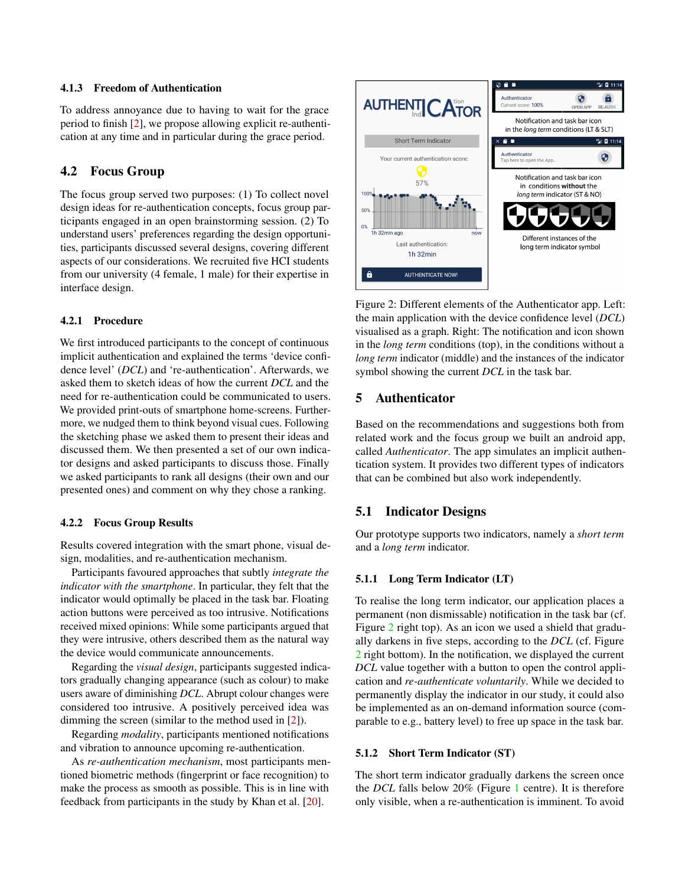#### 4.1.3 Freedom of Authentication

To address annoyance due to having to wait for the grace period to finish [2], we propose allowing explicit re-authentication at any time and in particular during the grace period.

### 4.2 Focus Group

The focus group served two purposes: (1) To collect novel design ideas for re-authentication concepts, focus group participants engaged in an open brainstorming session. (2) To understand users' preferences regarding the design opportunities, participants discussed several designs, covering different aspects of our considerations. We recruited five HCI students from our university (4 female, 1 male) for their expertise in interface design.

#### 4.2.1 Procedure

We first introduced participants to the concept of continuous implicit authentication and explained the terms 'device confidence level' (*DCL*) and 're-authentication'. Afterwards, we asked them to sketch ideas of how the current *DCL* and the need for re-authentication could be communicated to users. We provided print-outs of smartphone home-screens. Furthermore, we nudged them to think beyond visual cues. Following the sketching phase we asked them to present their ideas and discussed them. We then presented a set of our own indicator designs and asked participants to discuss those. Finally we asked participants to rank all designs (their own and our presented ones) and comment on why they chose a ranking.

#### 4.2.2 Focus Group Results

Results covered integration with the smart phone, visual design, modalities, and re-authentication mechanism.

Participants favoured approaches that subtly *integrate the indicator with the smartphone*. In particular, they felt that the indicator would optimally be placed in the task bar. Floating action buttons were perceived as too intrusive. Notifications received mixed opinions: While some participants argued that they were intrusive, others described them as the natural way the device would communicate announcements.

Regarding the *visual design*, participants suggested indicators gradually changing appearance (such as colour) to make users aware of diminishing *DCL*. Abrupt colour changes were considered too intrusive. A positively perceived idea was dimming the screen (similar to the method used in [2]).

Regarding *modality*, participants mentioned notifications and vibration to announce upcoming re-authentication.

As *re-authentication mechanism*, most participants mentioned biometric methods (fingerprint or face recognition) to make the process as smooth as possible. This is in line with feedback from participants in the study by Khan et al. [20].

Figure 2: Different elements of the Authenticator app. Left: the main application with the device confidence level (*DCL*) visualised as a graph. Right: The notification and icon shown in the *long term* conditions (top), in the conditions without a *long term* indicator (middle) and the instances of the indicator symbol showing the current *DCL* in the task bar.

## 5 Authenticator

Based on the recommendations and suggestions both from related work and the focus group we built an android app, called *Authenticator*. The app simulates an implicit authentication system. It provides two different types of indicators that can be combined but also work independently.

### 5.1 Indicator Designs

Our prototype supports two indicators, namely a *short term* and a *long term* indicator.

#### 5.1.1 Long Term Indicator (LT)

To realise the long term indicator, our application places a permanent (non dismissable) notification in the task bar (cf. Figure 2 right top). As an icon we used a shield that gradually darkens in five steps, according to the *DCL* (cf. Figure 2 right bottom). In the notification, we displayed the current *DCL* value together with a button to open the control application and *re-authenticate voluntarily*. While we decided to permanently display the indicator in our study, it could also be implemented as an on-demand information source (comparable to e.g., battery level) to free up space in the task bar.

#### 5.1.2 Short Term Indicator (ST)

The short term indicator gradually darkens the screen once the *DCL* falls below 20% (Figure 1 centre). It is therefore only visible, when a re-authentication is imminent. To avoid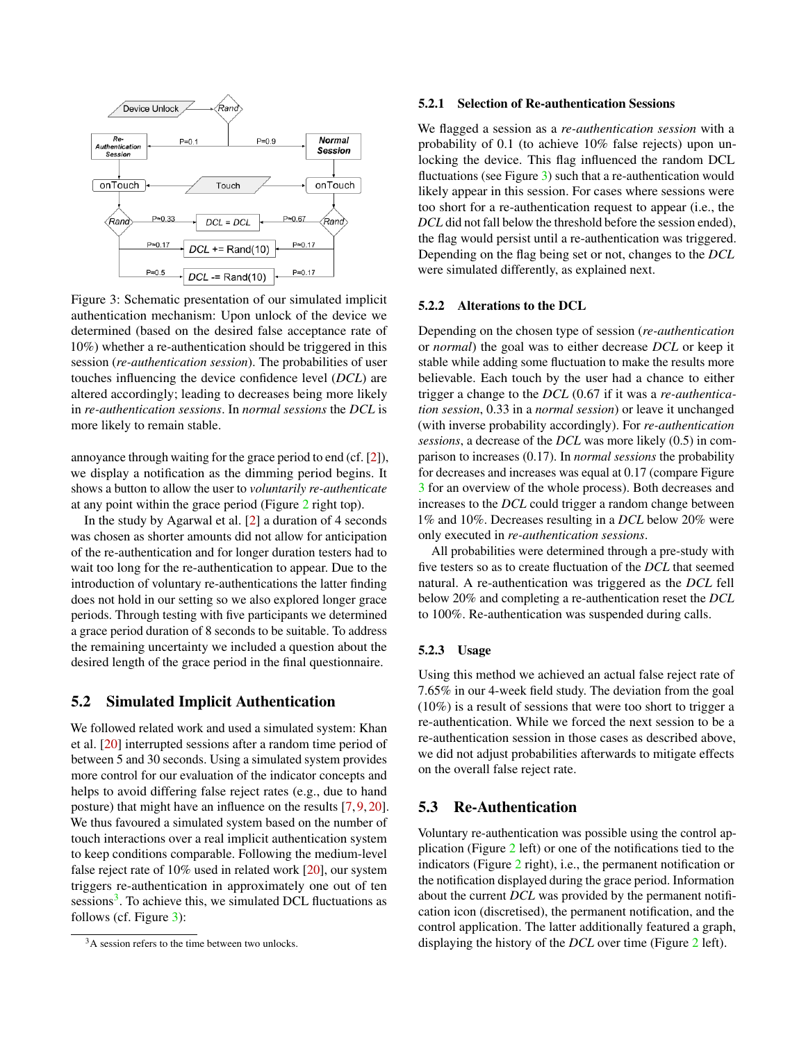Figure 3: Schematic presentation of our simulated implicit authentication mechanism: Upon unlock of the device we determined (based on the desired false acceptance rate of 10%) whether a re-authentication should be triggered in this session (*re-authentication session*). The probabilities of user touches influencing the device confidence level (*DCL*) are altered accordingly; leading to decreases being more likely in *re-authentication sessions*. In *normal sessions* the *DCL* is more likely to remain stable.

annoyance through waiting for the grace period to end (cf. [2]), we display a notification as the dimming period begins. It shows a button to allow the user to *voluntarily re-authenticate* at any point within the grace period (Figure 2 right top).

In the study by Agarwal et al. [2] a duration of 4 seconds was chosen as shorter amounts did not allow for anticipation of the re-authentication and for longer duration testers had to wait too long for the re-authentication to appear. Due to the introduction of voluntary re-authentications the latter finding does not hold in our setting so we also explored longer grace periods. Through testing with five participants we determined a grace period duration of 8 seconds to be suitable. To address the remaining uncertainty we included a question about the desired length of the grace period in the final questionnaire.

## 5.2 Simulated Implicit Authentication

We followed related work and used a simulated system: Khan et al. [20] interrupted sessions after a random time period of between 5 and 30 seconds. Using a simulated system provides more control for our evaluation of the indicator concepts and helps to avoid differing false reject rates (e.g., due to hand posture) that might have an influence on the results [7, 9, 20]. We thus favoured a simulated system based on the number of touch interactions over a real implicit authentication system to keep conditions comparable. Following the medium-level false reject rate of 10% used in related work [20], our system triggers re-authentication in approximately one out of ten sessions[3]. To achieve this, we simulated DCL fluctuations as follows (cf. Figure 3):

[3] A session refers to the time between two unlocks.

### 5.2.1 Selection of Re-authentication Sessions

We flagged a session as a *re-authentication session* with a probability of 0.1 (to achieve 10% false rejects) upon unlocking the device. This flag influenced the random DCL fluctuations (see Figure 3) such that a re-authentication would likely appear in this session. For cases where sessions were too short for a re-authentication request to appear (i.e., the *DCL* did not fall below the threshold before the session ended), the flag would persist until a re-authentication was triggered. Depending on the flag being set or not, changes to the *DCL* were simulated differently, as explained next.

### 5.2.2 Alterations to the DCL

Depending on the chosen type of session (*re-authentication* or *normal*) the goal was to either decrease *DCL* or keep it stable while adding some fluctuation to make the results more believable. Each touch by the user had a chance to either trigger a change to the *DCL* (0.67 if it was a *re-authentication session*, 0.33 in a *normal session*) or leave it unchanged (with inverse probability accordingly). For *re-authentication sessions*, a decrease of the *DCL* was more likely (0.5) in comparison to increases (0.17). In *normal sessions* the probability for decreases and increases was equal at 0.17 (compare Figure 3 for an overview of the whole process). Both decreases and increases to the *DCL* could trigger a random change between 1% and 10%. Decreases resulting in a *DCL* below 20% were only executed in *re-authentication sessions*.

All probabilities were determined through a pre-study with five testers so as to create fluctuation of the *DCL* that seemed natural. A re-authentication was triggered as the *DCL* fell below 20% and completing a re-authentication reset the *DCL* to 100%. Re-authentication was suspended during calls.

### 5.2.3 Usage

Using this method we achieved an actual false reject rate of 7.65% in our 4-week field study. The deviation from the goal (10%) is a result of sessions that were too short to trigger a re-authentication. While we forced the next session to be a re-authentication session in those cases as described above, we did not adjust probabilities afterwards to mitigate effects on the overall false reject rate.

## 5.3 Re-Authentication

Voluntary re-authentication was possible using the control application (Figure 2 left) or one of the notifications tied to the indicators (Figure 2 right), i.e., the permanent notification or the notification displayed during the grace period. Information about the current *DCL* was provided by the permanent notification icon (discretised), the permanent notification, and the control application. The latter additionally featured a graph, displaying the history of the *DCL* over time (Figure 2 left).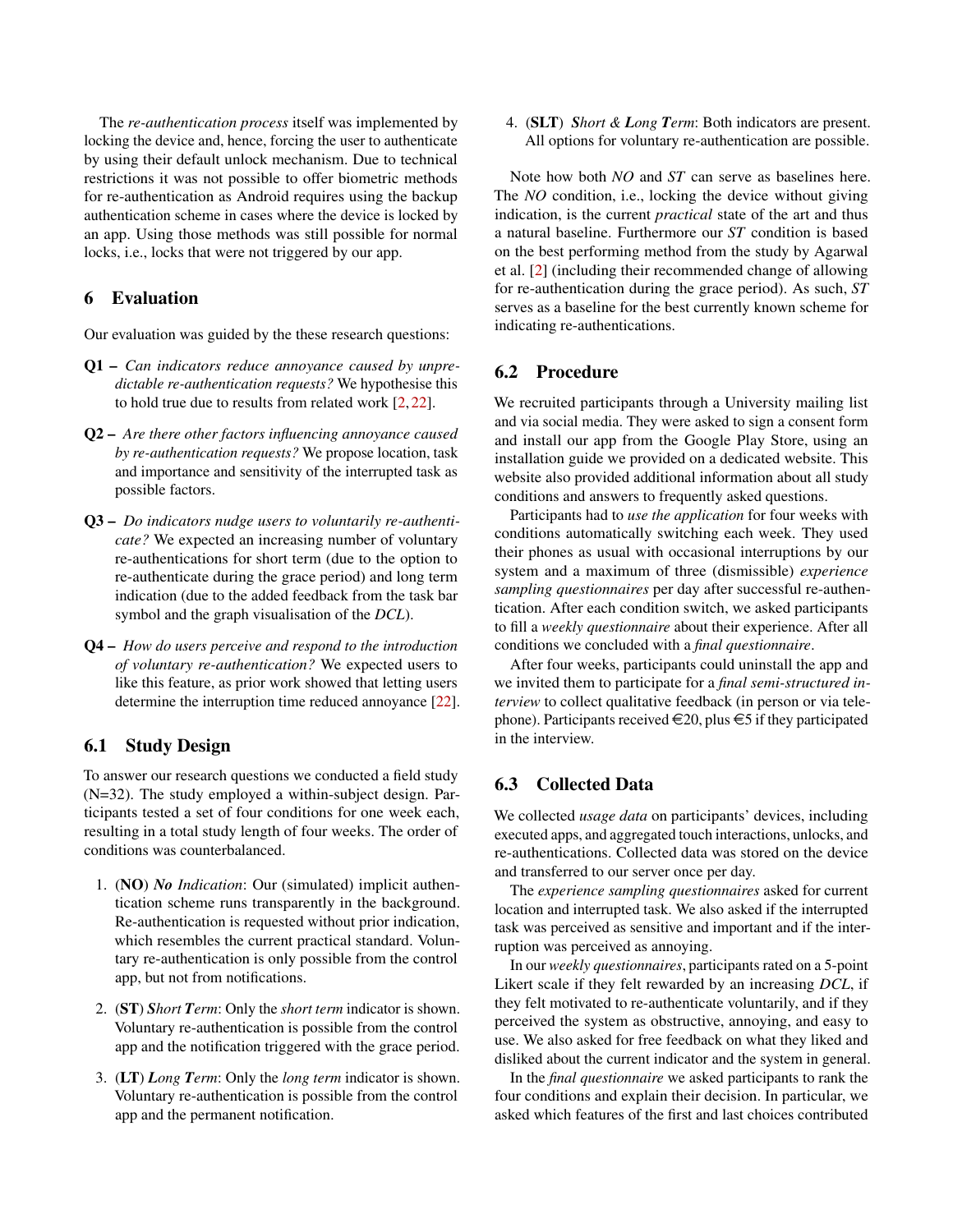The *re-authentication process* itself was implemented by locking the device and, hence, forcing the user to authenticate by using their default unlock mechanism. Due to technical restrictions it was not possible to offer biometric methods for re-authentication as Android requires using the backup authentication scheme in cases where the device is locked by an app. Using those methods was still possible for normal locks, i.e., locks that were not triggered by our app.

## 6 Evaluation

Our evaluation was guided by the these research questions:

**Q1 –** *Can indicators reduce annoyance caused by unpredictable re-authentication requests?* We hypothesise this to hold true due to results from related work [2, 22].

**Q2 –** *Are there other factors influencing annoyance caused by re-authentication requests?* We propose location, task and importance and sensitivity of the interrupted task as possible factors.

**Q3 –** *Do indicators nudge users to voluntarily re-authenticate?* We expected an increasing number of voluntary re-authentications for short term (due to the option to re-authenticate during the grace period) and long term indication (due to the added feedback from the task bar symbol and the graph visualisation of the *DCL*).

**Q4 –** *How do users perceive and respond to the introduction of voluntary re-authentication?* We expected users to like this feature, as prior work showed that letting users determine the interruption time reduced annoyance [22].

### 6.1 Study Design

To answer our research questions we conducted a field study (N=32). The study employed a within-subject design. Participants tested a set of four conditions for one week each, resulting in a total study length of four weeks. The order of conditions was counterbalanced.

1. (**NO**) ***N**o **I**ndication*: Our (simulated) implicit authentication scheme runs transparently in the background. Re-authentication is requested without prior indication, which resembles the current practical standard. Voluntary re-authentication is only possible from the control app, but not from notifications.
2. (**ST**) ***S**hort **T**erm*: Only the *short term* indicator is shown. Voluntary re-authentication is possible from the control app and the notification triggered with the grace period.
3. (**LT**) ***L**ong **T**erm*: Only the *long term* indicator is shown. Voluntary re-authentication is possible from the control app and the permanent notification.
4. (**SLT**) ***S**hort & **L**ong **T**erm*: Both indicators are present. All options for voluntary re-authentication are possible.

Note how both *NO* and *ST* can serve as baselines here. The *NO* condition, i.e., locking the device without giving indication, is the current *practical* state of the art and thus a natural baseline. Furthermore our *ST* condition is based on the best performing method from the study by Agarwal et al. [2] (including their recommended change of allowing for re-authentication during the grace period). As such, *ST* serves as a baseline for the best currently known scheme for indicating re-authentications.

### 6.2 Procedure

We recruited participants through a University mailing list and via social media. They were asked to sign a consent form and install our app from the Google Play Store, using an installation guide we provided on a dedicated website. This website also provided additional information about all study conditions and answers to frequently asked questions.

Participants had to *use the application* for four weeks with conditions automatically switching each week. They used their phones as usual with occasional interruptions by our system and a maximum of three (dismissible) *experience sampling questionnaires* per day after successful re-authentication. After each condition switch, we asked participants to fill a *weekly questionnaire* about their experience. After all conditions we concluded with a *final questionnaire*.

After four weeks, participants could uninstall the app and we invited them to participate for a *final semi-structured interview* to collect qualitative feedback (in person or via telephone). Participants received €20, plus €5 if they participated in the interview.

### 6.3 Collected Data

We collected *usage data* on participants' devices, including executed apps, and aggregated touch interactions, unlocks, and re-authentications. Collected data was stored on the device and transferred to our server once per day.

The *experience sampling questionnaires* asked for current location and interrupted task. We also asked if the interrupted task was perceived as sensitive and important and if the interruption was perceived as annoying.

In our *weekly questionnaires*, participants rated on a 5-point Likert scale if they felt rewarded by an increasing *DCL*, if they felt motivated to re-authenticate voluntarily, and if they perceived the system as obstructive, annoying, and easy to use. We also asked for free feedback on what they liked and disliked about the current indicator and the system in general.

In the *final questionnaire* we asked participants to rank the four conditions and explain their decision. In particular, we asked which features of the first and last choices contributed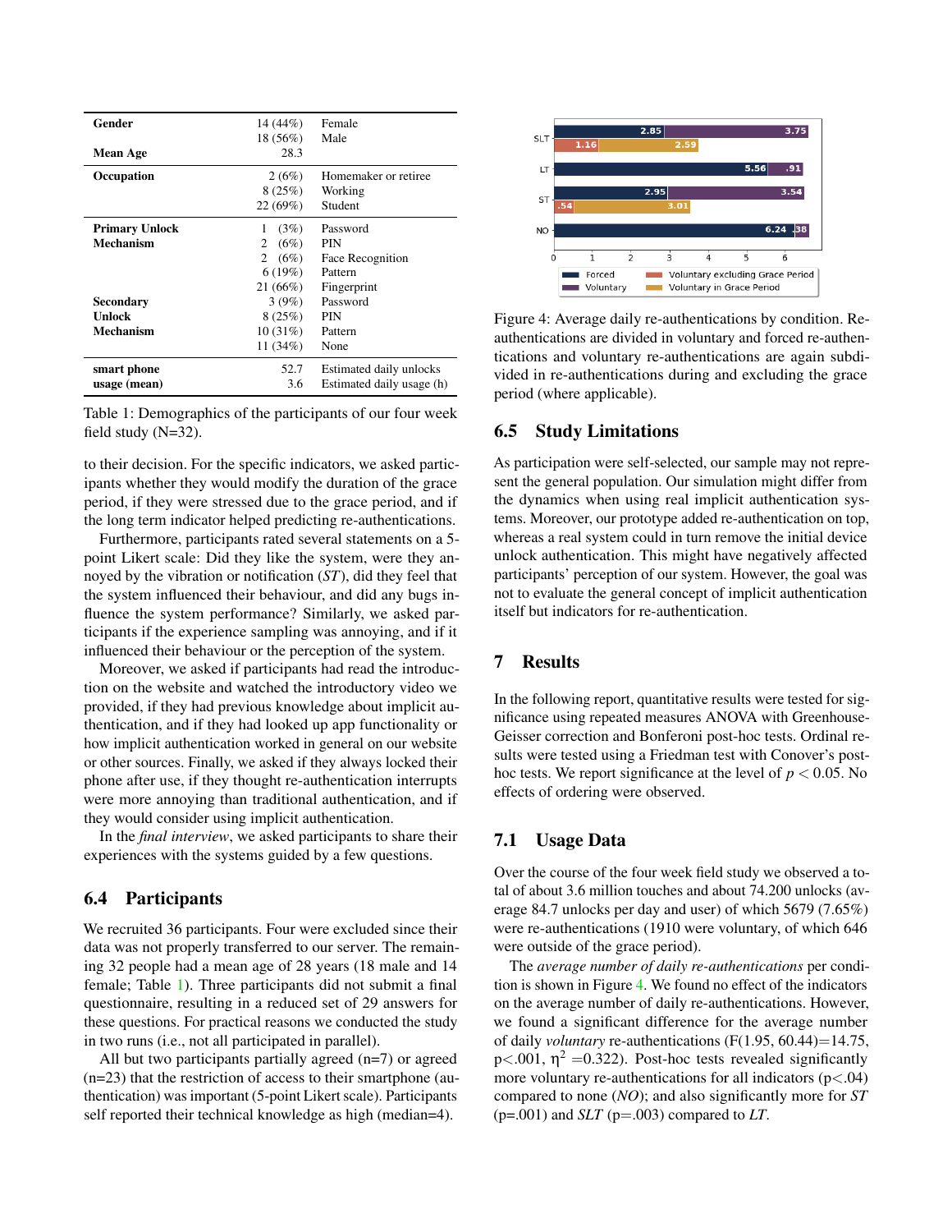| | | |
|---|---|---|
| **Gender** | 14 (44%) | Female |
| | 18 (56%) | Male |
| **Mean Age** | 28.3 | |
| **Occupation** | 2 (6%) | Homemaker or retiree |
| | 8 (25%) | Working |
| | 22 (69%) | Student |
| **Primary Unlock Mechanism** | 1 (3%) | Password |
| | 2 (6%) | PIN |
| | 2 (6%) | Face Recognition |
| | 6 (19%) | Pattern |
| | 21 (66%) | Fingerprint |
| **Secondary Unlock Mechanism** | 3 (9%) | Password |
| | 8 (25%) | PIN |
| | 10 (31%) | Pattern |
| | 11 (34%) | None |
| **smart phone usage (mean)** | 52.7 | Estimated daily unlocks |
| | 3.6 | Estimated daily usage (h) |

Table 1: Demographics of the participants of our four week field study (N=32).

to their decision. For the specific indicators, we asked participants whether they would modify the duration of the grace period, if they were stressed due to the grace period, and if the long term indicator helped predicting re-authentications.

Furthermore, participants rated several statements on a 5-point Likert scale: Did they like the system, were they annoyed by the vibration or notification (*ST*), did they feel that the system influenced their behaviour, and did any bugs influence the system performance? Similarly, we asked participants if the experience sampling was annoying, and if it influenced their behaviour or the perception of the system.

Moreover, we asked if participants had read the introduction on the website and watched the introductory video we provided, if they had previous knowledge about implicit authentication, and if they had looked up app functionality or how implicit authentication worked in general on our website or other sources. Finally, we asked if they always locked their phone after use, if they thought re-authentication interrupts were more annoying than traditional authentication, and if they would consider using implicit authentication.

In the *final interview*, we asked participants to share their experiences with the systems guided by a few questions.

## 6.4 Participants

We recruited 36 participants. Four were excluded since their data was not properly transferred to our server. The remaining 32 people had a mean age of 28 years (18 male and 14 female; Table 1). Three participants did not submit a final questionnaire, resulting in a reduced set of 29 answers for these questions. For practical reasons we conducted the study in two runs (i.e., not all participated in parallel).

All but two participants partially agreed (n=7) or agreed (n=23) that the restriction of access to their smartphone (authentication) was important (5-point Likert scale). Participants self reported their technical knowledge as high (median=4).

| Condition | Forced | Voluntary | Voluntary excluding Grace Period | Voluntary in Grace Period |
|---|---|---|---|---|
| SLT | 2.85 | 3.75 | 1.16 | 2.59 |
| LT | 5.56 | .91 | | |
| ST | 2.95 | 3.54 | .54 | 3.01 |
| NO | 6.24 | .38 | | |

Figure 4: Average daily re-authentications by condition. Re-authentications are divided in voluntary and forced re-authentications and voluntary re-authentications are again subdivided in re-authentications during and excluding the grace period (where applicable).

## 6.5 Study Limitations

As participation were self-selected, our sample may not represent the general population. Our simulation might differ from the dynamics when using real implicit authentication systems. Moreover, our prototype added re-authentication on top, whereas a real system could in turn remove the initial device unlock authentication. This might have negatively affected participants' perception of our system. However, the goal was not to evaluate the general concept of implicit authentication itself but indicators for re-authentication.

# 7 Results

In the following report, quantitative results were tested for significance using repeated measures ANOVA with Greenhouse-Geisser correction and Bonferoni post-hoc tests. Ordinal results were tested using a Friedman test with Conover's post-hoc tests. We report significance at the level of $p < 0.05$. No effects of ordering were observed.

## 7.1 Usage Data

Over the course of the four week field study we observed a total of about 3.6 million touches and about 74.200 unlocks (average 84.7 unlocks per day and user) of which 5679 (7.65%) were re-authentications (1910 were voluntary, of which 646 were outside of the grace period).

The *average number of daily re-authentications* per condition is shown in Figure 4. We found no effect of the indicators on the average number of daily re-authentications. However, we found a significant difference for the average number of daily *voluntary* re-authentications ($F(1.95, 60.44)=14.75$, $p<.001$, $\eta^2=0.322$). Post-hoc tests revealed significantly more voluntary re-authentications for all indicators ($p<.04$) compared to none (*NO*); and also significantly more for *ST* ($p=.001$) and *SLT* ($p=.003$) compared to *LT*.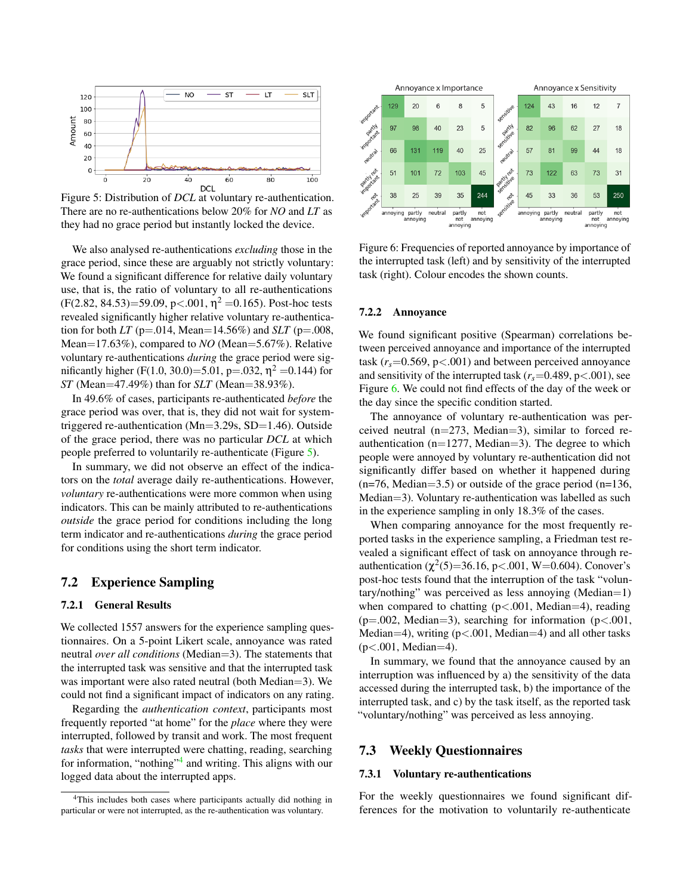Figure 5: Distribution of *DCL* at voluntary re-authentication. There are no re-authentications below 20% for *NO* and *LT* as they had no grace period but instantly locked the device.

We also analysed re-authentications *excluding* those in the grace period, since these are arguably not strictly voluntary: We found a significant difference for relative daily voluntary use, that is, the ratio of voluntary to all re-authentications ($F(2.82, 84.53)=59.09$, $p<.001$, $\eta^2=0.165$). Post-hoc tests revealed significantly higher relative voluntary re-authentication for both *LT* ($p=.014$, Mean=14.56%) and *SLT* ($p=.008$, Mean=17.63%), compared to *NO* (Mean=5.67%). Relative voluntary re-authentications *during* the grace period were significantly higher ($F(1.0, 30.0)=5.01$, $p=.032$, $\eta^2=0.144$) for *ST* (Mean=47.49%) than for *SLT* (Mean=38.93%).

In 49.6% of cases, participants re-authenticated *before* the grace period was over, that is, they did not wait for system-triggered re-authentication (Mn=3.29s, SD=1.46). Outside of the grace period, there was no particular *DCL* at which people preferred to voluntarily re-authenticate (Figure 5).

In summary, we did not observe an effect of the indicators on the *total* average daily re-authentications. However, *voluntary* re-authentications were more common when using indicators. This can be mainly attributed to re-authentications *outside* the grace period for conditions including the long term indicator and re-authentications *during* the grace period for conditions using the short term indicator.

## 7.2 Experience Sampling

### 7.2.1 General Results

We collected 1557 answers for the experience sampling questionnaires. On a 5-point Likert scale, annoyance was rated neutral *over all conditions* (Median=3). The statements that the interrupted task was sensitive and that the interrupted task was important were also rated neutral (both Median=3). We could not find a significant impact of indicators on any rating.

Regarding the *authentication context*, participants most frequently reported "at home" for the *place* where they were interrupted, followed by transit and work. The most frequent *tasks* that were interrupted were chatting, reading, searching for information, "nothing"[4] and writing. This aligns with our logged data about the interrupted apps.

[4] This includes both cases where participants actually did nothing in particular or were not interrupted, as the re-authentication was voluntary.

**Annoyance x Importance**

| | annoying | partly annoying | neutral | partly not annoying | not annoying |
|---|---|---|---|---|---|
| important | 129 | 20 | 6 | 8 | 5 |
| partly important | 97 | 98 | 40 | 23 | 5 |
| neutral | 66 | 131 | 119 | 40 | 25 |
| partly not important | 51 | 101 | 72 | 103 | 45 |
| not important | 38 | 25 | 39 | 35 | 244 |

**Annoyance x Sensitivity**

| | annoying | partly annoying | neutral | partly not annoying | not annoying |
|---|---|---|---|---|---|
| sensitive | 124 | 43 | 16 | 12 | 7 |
| partly sensitive | 82 | 96 | 62 | 27 | 18 |
| neutral | 57 | 81 | 99 | 44 | 18 |
| partly not sensitive | 73 | 122 | 63 | 73 | 31 |
| not sensitive | 45 | 33 | 36 | 53 | 250 |

Figure 6: Frequencies of reported annoyance by importance of the interrupted task (left) and by sensitivity of the interrupted task (right). Colour encodes the shown counts.

### 7.2.2 Annoyance

We found significant positive (Spearman) correlations between perceived annoyance and importance of the interrupted task ($r_s=0.569$, $p<.001$) and between perceived annoyance and sensitivity of the interrupted task ($r_s=0.489$, $p<.001$), see Figure 6. We could not find effects of the day of the week or the day since the specific condition started.

The annoyance of voluntary re-authentication was perceived neutral (n=273, Median=3), similar to forced re-authentication (n=1277, Median=3). The degree to which people were annoyed by voluntary re-authentication did not significantly differ based on whether it happened during (n=76, Median=3.5) or outside of the grace period (n=136, Median=3). Voluntary re-authentication was labelled as such in the experience sampling in only 18.3% of the cases.

When comparing annoyance for the most frequently reported tasks in the experience sampling, a Friedman test revealed a significant effect of task on annoyance through re-authentication ($\chi^2(5)=36.16$, $p<.001$, W=0.604). Conover's post-hoc tests found that the interruption of the task "voluntary/nothing" was perceived as less annoying (Median=1) when compared to chatting ($p<.001$, Median=4), reading ($p=.002$, Median=3), searching for information ($p<.001$, Median=4), writing ($p<.001$, Median=4) and all other tasks ($p<.001$, Median=4).

In summary, we found that the annoyance caused by an interruption was influenced by a) the sensitivity of the data accessed during the interrupted task, b) the importance of the interrupted task, and c) by the task itself, as the reported task "voluntary/nothing" was perceived as less annoying.

## 7.3 Weekly Questionnaires

### 7.3.1 Voluntary re-authentications

For the weekly questionnaires we found significant differences for the motivation to voluntarily re-authenticate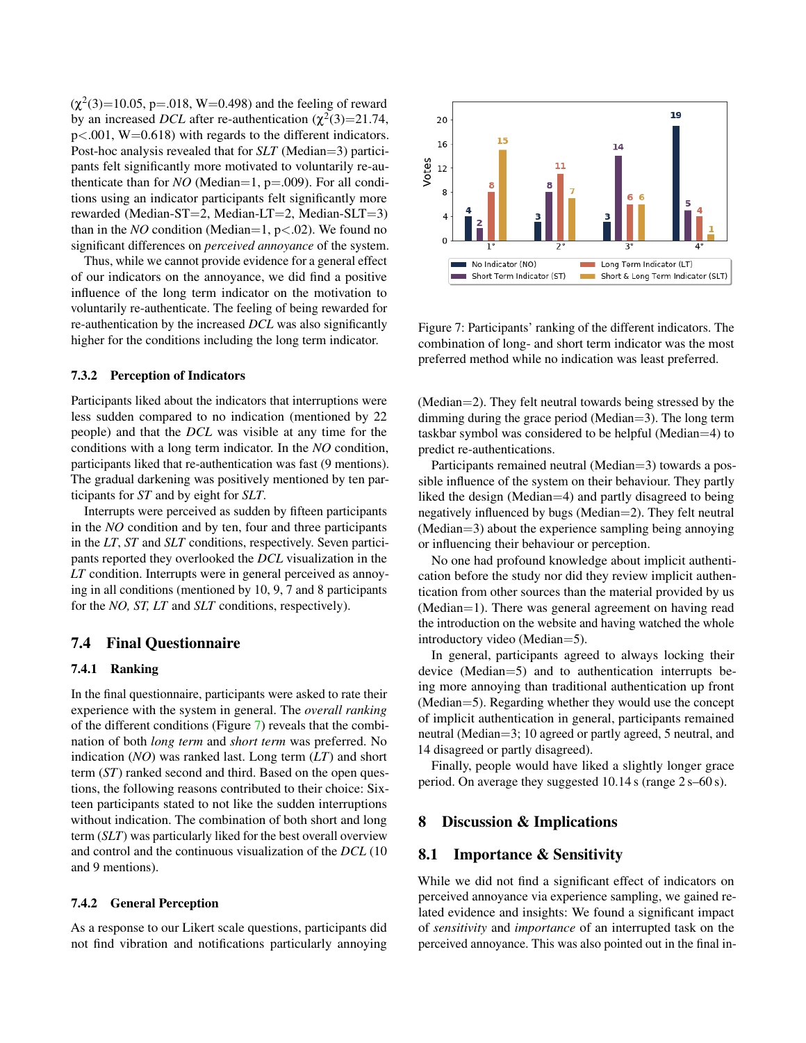($\chi^2(3)$=10.05, p=.018, W=0.498) and the feeling of reward by an increased *DCL* after re-authentication ($\chi^2(3)$=21.74, p<.001, W=0.618) with regards to the different indicators. Post-hoc analysis revealed that for *SLT* (Median=3) participants felt significantly more motivated to voluntarily re-authenticate than for *NO* (Median=1, p=.009). For all conditions using an indicator participants felt significantly more rewarded (Median-ST=2, Median-LT=2, Median-SLT=3) than in the *NO* condition (Median=1, p<.02). We found no significant differences on *perceived annoyance* of the system.

Thus, while we cannot provide evidence for a general effect of our indicators on the annoyance, we did find a positive influence of the long term indicator on the motivation to voluntarily re-authenticate. The feeling of being rewarded for re-authentication by the increased *DCL* was also significantly higher for the conditions including the long term indicator.

#### 7.3.2 Perception of Indicators

Participants liked about the indicators that interruptions were less sudden compared to no indication (mentioned by 22 people) and that the *DCL* was visible at any time for the conditions with a long term indicator. In the *NO* condition, participants liked that re-authentication was fast (9 mentions). The gradual darkening was positively mentioned by ten participants for *ST* and by eight for *SLT*.

Interrupts were perceived as sudden by fifteen participants in the *NO* condition and by ten, four and three participants in the *LT*, *ST* and *SLT* conditions, respectively. Seven participants reported they overlooked the *DCL* visualization in the *LT* condition. Interrupts were in general perceived as annoying in all conditions (mentioned by 10, 9, 7 and 8 participants for the *NO, ST, LT* and *SLT* conditions, respectively).

## 7.4 Final Questionnaire

#### 7.4.1 Ranking

In the final questionnaire, participants were asked to rate their experience with the system in general. The *overall ranking* of the different conditions (Figure 7) reveals that the combination of both *long term* and *short term* was preferred. No indication (*NO*) was ranked last. Long term (*LT*) and short term (*ST*) ranked second and third. Based on the open questions, the following reasons contributed to their choice: Sixteen participants stated to not like the sudden interruptions without indication. The combination of both short and long term (*SLT*) was particularly liked for the best overall overview and control and the continuous visualization of the *DCL* (10 and 9 mentions).

#### 7.4.2 General Perception

As a response to our Likert scale questions, participants did not find vibration and notifications particularly annoying

Figure 7: Participants' ranking of the different indicators. The combination of long- and short term indicator was the most preferred method while no indication was least preferred.

(Median=2). They felt neutral towards being stressed by the dimming during the grace period (Median=3). The long term taskbar symbol was considered to be helpful (Median=4) to predict re-authentications.

Participants remained neutral (Median=3) towards a possible influence of the system on their behaviour. They partly liked the design (Median=4) and partly disagreed to being negatively influenced by bugs (Median=2). They felt neutral (Median=3) about the experience sampling being annoying or influencing their behaviour or perception.

No one had profound knowledge about implicit authentication before the study nor did they review implicit authentication from other sources than the material provided by us (Median=1). There was general agreement on having read the introduction on the website and having watched the whole introductory video (Median=5).

In general, participants agreed to always locking their device (Median=5) and to authentication interrupts being more annoying than traditional authentication up front (Median=5). Regarding whether they would use the concept of implicit authentication in general, participants remained neutral (Median=3; 10 agreed or partly agreed, 5 neutral, and 14 disagreed or partly disagreed).

Finally, people would have liked a slightly longer grace period. On average they suggested 10.14 s (range 2 s–60 s).

# 8 Discussion & Implications

## 8.1 Importance & Sensitivity

While we did not find a significant effect of indicators on perceived annoyance via experience sampling, we gained related evidence and insights: We found a significant impact of *sensitivity* and *importance* of an interrupted task on the perceived annoyance. This was also pointed out in the final in-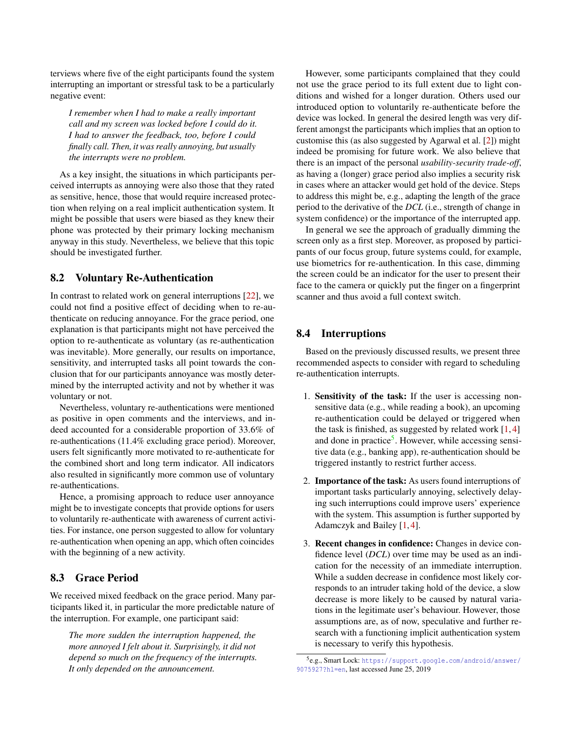terviews where five of the eight participants found the system interrupting an important or stressful task to be a particularly negative event:

> *I remember when I had to make a really important call and my screen was locked before I could do it. I had to answer the feedback, too, before I could finally call. Then, it was really annoying, but usually the interrupts were no problem.*

As a key insight, the situations in which participants perceived interrupts as annoying were also those that they rated as sensitive, hence, those that would require increased protection when relying on a real implicit authentication system. It might be possible that users were biased as they knew their phone was protected by their primary locking mechanism anyway in this study. Nevertheless, we believe that this topic should be investigated further.

## 8.2 Voluntary Re-Authentication

In contrast to related work on general interruptions [22], we could not find a positive effect of deciding when to re-authenticate on reducing annoyance. For the grace period, one explanation is that participants might not have perceived the option to re-authenticate as voluntary (as re-authentication was inevitable). More generally, our results on importance, sensitivity, and interrupted tasks all point towards the conclusion that for our participants annoyance was mostly determined by the interrupted activity and not by whether it was voluntary or not.

Nevertheless, voluntary re-authentications were mentioned as positive in open comments and the interviews, and indeed accounted for a considerable proportion of 33.6% of re-authentications (11.4% excluding grace period). Moreover, users felt significantly more motivated to re-authenticate for the combined short and long term indicator. All indicators also resulted in significantly more common use of voluntary re-authentications.

Hence, a promising approach to reduce user annoyance might be to investigate concepts that provide options for users to voluntarily re-authenticate with awareness of current activities. For instance, one person suggested to allow for voluntary re-authentication when opening an app, which often coincides with the beginning of a new activity.

## 8.3 Grace Period

We received mixed feedback on the grace period. Many participants liked it, in particular the more predictable nature of the interruption. For example, one participant said:

> *The more sudden the interruption happened, the more annoyed I felt about it. Surprisingly, it did not depend so much on the frequency of the interrupts. It only depended on the announcement.*

However, some participants complained that they could not use the grace period to its full extent due to light conditions and wished for a longer duration. Others used our introduced option to voluntarily re-authenticate before the device was locked. In general the desired length was very different amongst the participants which implies that an option to customise this (as also suggested by Agarwal et al. [2]) might indeed be promising for future work. We also believe that there is an impact of the personal *usability-security trade-off*, as having a (longer) grace period also implies a security risk in cases where an attacker would get hold of the device. Steps to address this might be, e.g., adapting the length of the grace period to the derivative of the *DCL* (i.e., strength of change in system confidence) or the importance of the interrupted app.

In general we see the approach of gradually dimming the screen only as a first step. Moreover, as proposed by participants of our focus group, future systems could, for example, use biometrics for re-authentication. In this case, dimming the screen could be an indicator for the user to present their face to the camera or quickly put the finger on a fingerprint scanner and thus avoid a full context switch.

## 8.4 Interruptions

Based on the previously discussed results, we present three recommended aspects to consider with regard to scheduling re-authentication interrupts.

1. **Sensitivity of the task:** If the user is accessing non-sensitive data (e.g., while reading a book), an upcoming re-authentication could be delayed or triggered when the task is finished, as suggested by related work [1, 4] and done in practice[5]. However, while accessing sensitive data (e.g., banking app), re-authentication should be triggered instantly to restrict further access.
2. **Importance of the task:** As users found interruptions of important tasks particularly annoying, selectively delaying such interruptions could improve users' experience with the system. This assumption is further supported by Adamczyk and Bailey [1, 4].
3. **Recent changes in confidence:** Changes in device confidence level (*DCL*) over time may be used as an indication for the necessity of an immediate interruption. While a sudden decrease in confidence most likely corresponds to an intruder taking hold of the device, a slow decrease is more likely to be caused by natural variations in the legitimate user's behaviour. However, those assumptions are, as of now, speculative and further research with a functioning implicit authentication system is necessary to verify this hypothesis.

[5] e.g., Smart Lock: https://support.google.com/android/answer/9075927?hl=en, last accessed June 25, 2019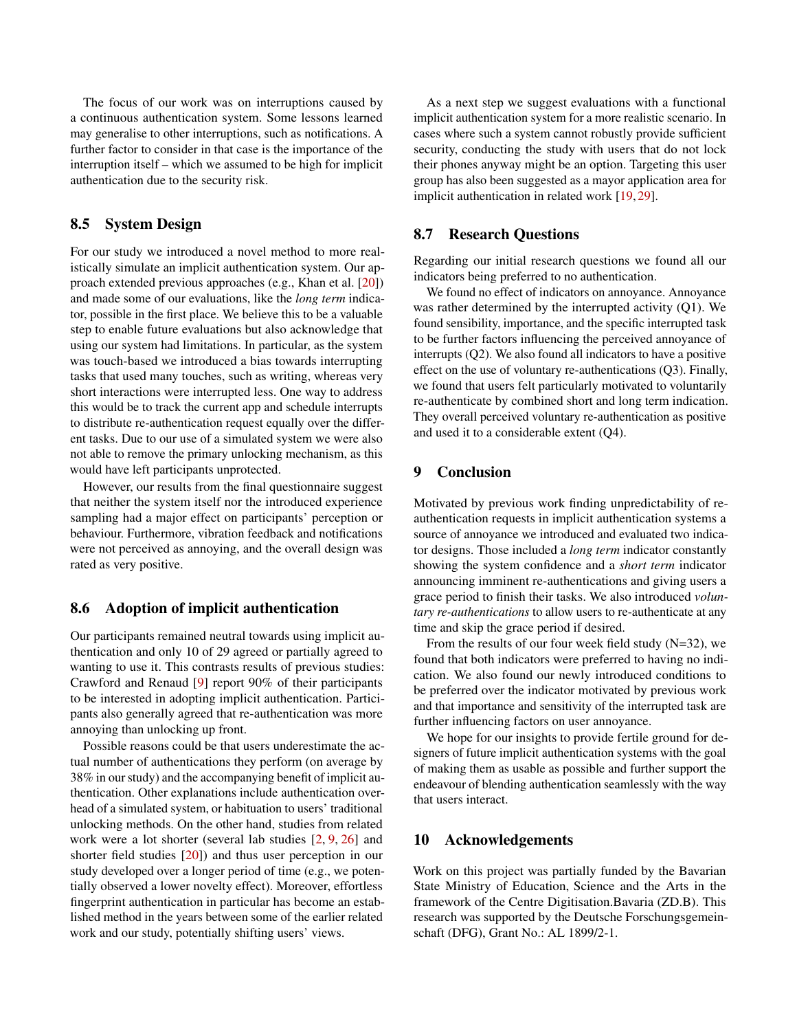The focus of our work was on interruptions caused by a continuous authentication system. Some lessons learned may generalise to other interruptions, such as notifications. A further factor to consider in that case is the importance of the interruption itself – which we assumed to be high for implicit authentication due to the security risk.

## 8.5 System Design

For our study we introduced a novel method to more realistically simulate an implicit authentication system. Our approach extended previous approaches (e.g., Khan et al. [20]) and made some of our evaluations, like the *long term* indicator, possible in the first place. We believe this to be a valuable step to enable future evaluations but also acknowledge that using our system had limitations. In particular, as the system was touch-based we introduced a bias towards interrupting tasks that used many touches, such as writing, whereas very short interactions were interrupted less. One way to address this would be to track the current app and schedule interrupts to distribute re-authentication request equally over the different tasks. Due to our use of a simulated system we were also not able to remove the primary unlocking mechanism, as this would have left participants unprotected.

However, our results from the final questionnaire suggest that neither the system itself nor the introduced experience sampling had a major effect on participants' perception or behaviour. Furthermore, vibration feedback and notifications were not perceived as annoying, and the overall design was rated as very positive.

## 8.6 Adoption of implicit authentication

Our participants remained neutral towards using implicit authentication and only 10 of 29 agreed or partially agreed to wanting to use it. This contrasts results of previous studies: Crawford and Renaud [9] report 90% of their participants to be interested in adopting implicit authentication. Participants also generally agreed that re-authentication was more annoying than unlocking up front.

Possible reasons could be that users underestimate the actual number of authentications they perform (on average by 38% in our study) and the accompanying benefit of implicit authentication. Other explanations include authentication overhead of a simulated system, or habituation to users' traditional unlocking methods. On the other hand, studies from related work were a lot shorter (several lab studies [2, 9, 26] and shorter field studies [20]) and thus user perception in our study developed over a longer period of time (e.g., we potentially observed a lower novelty effect). Moreover, effortless fingerprint authentication in particular has become an established method in the years between some of the earlier related work and our study, potentially shifting users' views.

As a next step we suggest evaluations with a functional implicit authentication system for a more realistic scenario. In cases where such a system cannot robustly provide sufficient security, conducting the study with users that do not lock their phones anyway might be an option. Targeting this user group has also been suggested as a mayor application area for implicit authentication in related work [19, 29].

## 8.7 Research Questions

Regarding our initial research questions we found all our indicators being preferred to no authentication.

We found no effect of indicators on annoyance. Annoyance was rather determined by the interrupted activity (Q1). We found sensibility, importance, and the specific interrupted task to be further factors influencing the perceived annoyance of interrupts (Q2). We also found all indicators to have a positive effect on the use of voluntary re-authentications (Q3). Finally, we found that users felt particularly motivated to voluntarily re-authenticate by combined short and long term indication. They overall perceived voluntary re-authentication as positive and used it to a considerable extent (Q4).

# 9 Conclusion

Motivated by previous work finding unpredictability of re-authentication requests in implicit authentication systems a source of annoyance we introduced and evaluated two indicator designs. Those included a *long term* indicator constantly showing the system confidence and a *short term* indicator announcing imminent re-authentications and giving users a grace period to finish their tasks. We also introduced *voluntary re-authentications* to allow users to re-authenticate at any time and skip the grace period if desired.

From the results of our four week field study (N=32), we found that both indicators were preferred to having no indication. We also found our newly introduced conditions to be preferred over the indicator motivated by previous work and that importance and sensitivity of the interrupted task are further influencing factors on user annoyance.

We hope for our insights to provide fertile ground for designers of future implicit authentication systems with the goal of making them as usable as possible and further support the endeavour of blending authentication seamlessly with the way that users interact.

# 10 Acknowledgements

Work on this project was partially funded by the Bavarian State Ministry of Education, Science and the Arts in the framework of the Centre Digitisation.Bavaria (ZD.B). This research was supported by the Deutsche Forschungsgemeinschaft (DFG), Grant No.: AL 1899/2-1.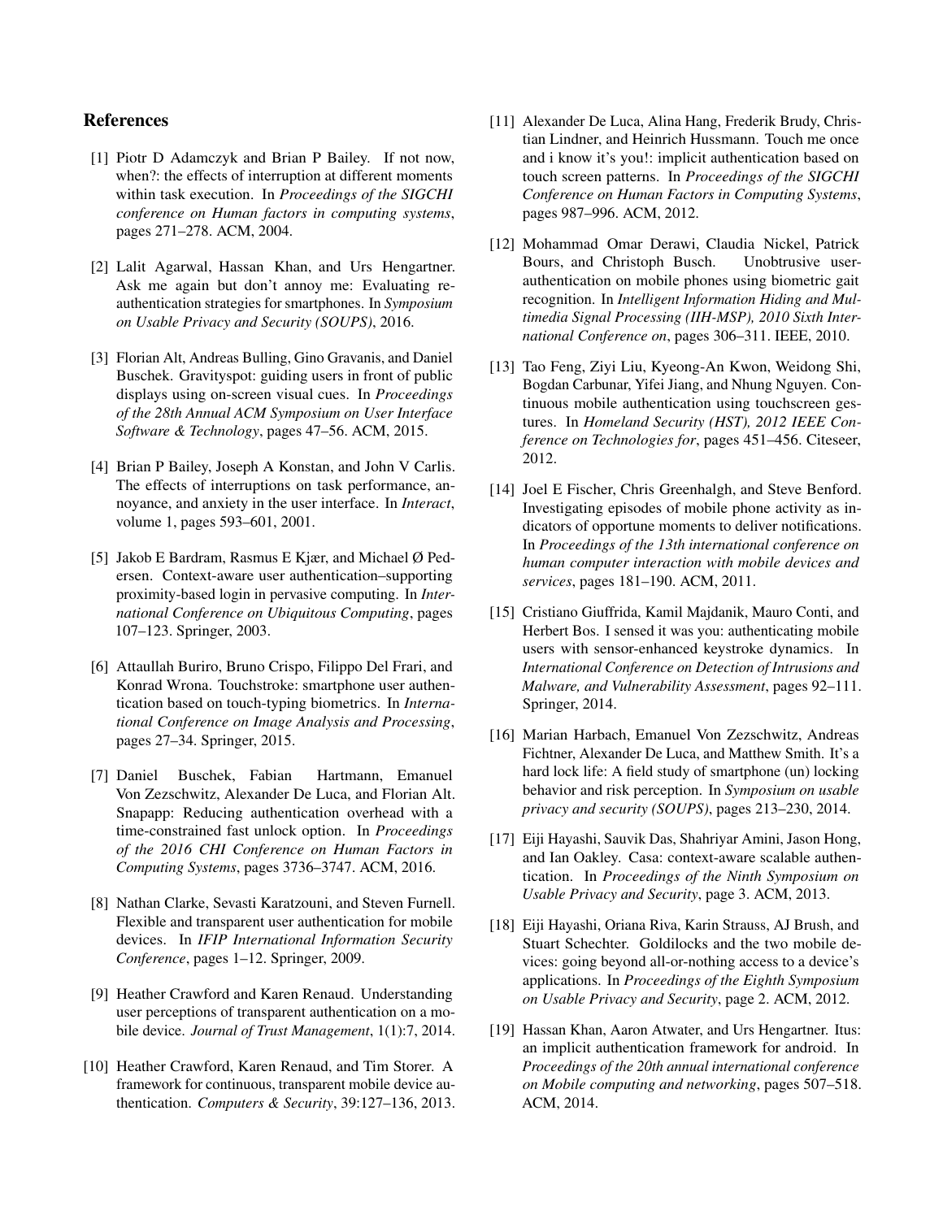## References

[1] Piotr D Adamczyk and Brian P Bailey. If not now, when?: the effects of interruption at different moments within task execution. In *Proceedings of the SIGCHI conference on Human factors in computing systems*, pages 271–278. ACM, 2004.

[2] Lalit Agarwal, Hassan Khan, and Urs Hengartner. Ask me again but don't annoy me: Evaluating re-authentication strategies for smartphones. In *Symposium on Usable Privacy and Security (SOUPS)*, 2016.

[3] Florian Alt, Andreas Bulling, Gino Gravanis, and Daniel Buschek. Gravityspot: guiding users in front of public displays using on-screen visual cues. In *Proceedings of the 28th Annual ACM Symposium on User Interface Software & Technology*, pages 47–56. ACM, 2015.

[4] Brian P Bailey, Joseph A Konstan, and John V Carlis. The effects of interruptions on task performance, annoyance, and anxiety in the user interface. In *Interact*, volume 1, pages 593–601, 2001.

[5] Jakob E Bardram, Rasmus E Kjær, and Michael Ø Pedersen. Context-aware user authentication–supporting proximity-based login in pervasive computing. In *International Conference on Ubiquitous Computing*, pages 107–123. Springer, 2003.

[6] Attaullah Buriro, Bruno Crispo, Filippo Del Frari, and Konrad Wrona. Touchstroke: smartphone user authentication based on touch-typing biometrics. In *International Conference on Image Analysis and Processing*, pages 27–34. Springer, 2015.

[7] Daniel Buschek, Fabian Hartmann, Emanuel Von Zezschwitz, Alexander De Luca, and Florian Alt. Snapapp: Reducing authentication overhead with a time-constrained fast unlock option. In *Proceedings of the 2016 CHI Conference on Human Factors in Computing Systems*, pages 3736–3747. ACM, 2016.

[8] Nathan Clarke, Sevasti Karatzouni, and Steven Furnell. Flexible and transparent user authentication for mobile devices. In *IFIP International Information Security Conference*, pages 1–12. Springer, 2009.

[9] Heather Crawford and Karen Renaud. Understanding user perceptions of transparent authentication on a mobile device. *Journal of Trust Management*, 1(1):7, 2014.

[10] Heather Crawford, Karen Renaud, and Tim Storer. A framework for continuous, transparent mobile device authentication. *Computers & Security*, 39:127–136, 2013.

[11] Alexander De Luca, Alina Hang, Frederik Brudy, Christian Lindner, and Heinrich Hussmann. Touch me once and i know it's you!: implicit authentication based on touch screen patterns. In *Proceedings of the SIGCHI Conference on Human Factors in Computing Systems*, pages 987–996. ACM, 2012.

[12] Mohammad Omar Derawi, Claudia Nickel, Patrick Bours, and Christoph Busch. Unobtrusive user-authentication on mobile phones using biometric gait recognition. In *Intelligent Information Hiding and Multimedia Signal Processing (IIH-MSP), 2010 Sixth International Conference on*, pages 306–311. IEEE, 2010.

[13] Tao Feng, Ziyi Liu, Kyeong-An Kwon, Weidong Shi, Bogdan Carbunar, Yifei Jiang, and Nhung Nguyen. Continuous mobile authentication using touchscreen gestures. In *Homeland Security (HST), 2012 IEEE Conference on Technologies for*, pages 451–456. Citeseer, 2012.

[14] Joel E Fischer, Chris Greenhalgh, and Steve Benford. Investigating episodes of mobile phone activity as indicators of opportune moments to deliver notifications. In *Proceedings of the 13th international conference on human computer interaction with mobile devices and services*, pages 181–190. ACM, 2011.

[15] Cristiano Giuffrida, Kamil Majdanik, Mauro Conti, and Herbert Bos. I sensed it was you: authenticating mobile users with sensor-enhanced keystroke dynamics. In *International Conference on Detection of Intrusions and Malware, and Vulnerability Assessment*, pages 92–111. Springer, 2014.

[16] Marian Harbach, Emanuel Von Zezschwitz, Andreas Fichtner, Alexander De Luca, and Matthew Smith. It's a hard lock life: A field study of smartphone (un) locking behavior and risk perception. In *Symposium on usable privacy and security (SOUPS)*, pages 213–230, 2014.

[17] Eiji Hayashi, Sauvik Das, Shahriyar Amini, Jason Hong, and Ian Oakley. Casa: context-aware scalable authentication. In *Proceedings of the Ninth Symposium on Usable Privacy and Security*, page 3. ACM, 2013.

[18] Eiji Hayashi, Oriana Riva, Karin Strauss, AJ Brush, and Stuart Schechter. Goldilocks and the two mobile devices: going beyond all-or-nothing access to a device's applications. In *Proceedings of the Eighth Symposium on Usable Privacy and Security*, page 2. ACM, 2012.

[19] Hassan Khan, Aaron Atwater, and Urs Hengartner. Itus: an implicit authentication framework for android. In *Proceedings of the 20th annual international conference on Mobile computing and networking*, pages 507–518. ACM, 2014.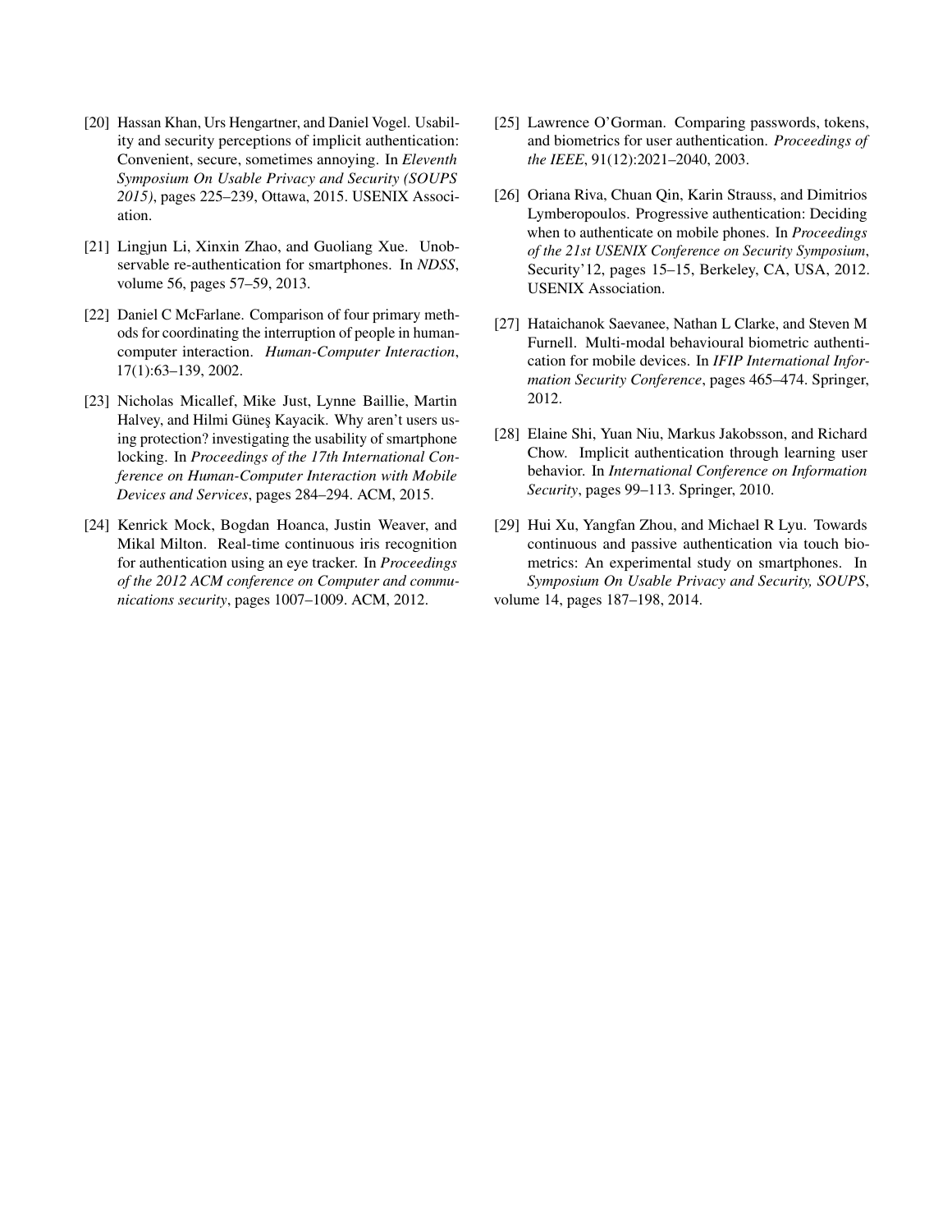[20] Hassan Khan, Urs Hengartner, and Daniel Vogel. Usability and security perceptions of implicit authentication: Convenient, secure, sometimes annoying. In *Eleventh Symposium On Usable Privacy and Security (SOUPS 2015)*, pages 225–239, Ottawa, 2015. USENIX Association.

[21] Lingjun Li, Xinxin Zhao, and Guoliang Xue. Unobservable re-authentication for smartphones. In *NDSS*, volume 56, pages 57–59, 2013.

[22] Daniel C McFarlane. Comparison of four primary methods for coordinating the interruption of people in human-computer interaction. *Human-Computer Interaction*, 17(1):63–139, 2002.

[23] Nicholas Micallef, Mike Just, Lynne Baillie, Martin Halvey, and Hilmi Güneş Kayacik. Why aren't users using protection? investigating the usability of smartphone locking. In *Proceedings of the 17th International Conference on Human-Computer Interaction with Mobile Devices and Services*, pages 284–294. ACM, 2015.

[24] Kenrick Mock, Bogdan Hoanca, Justin Weaver, and Mikal Milton. Real-time continuous iris recognition for authentication using an eye tracker. In *Proceedings of the 2012 ACM conference on Computer and communications security*, pages 1007–1009. ACM, 2012.

[25] Lawrence O'Gorman. Comparing passwords, tokens, and biometrics for user authentication. *Proceedings of the IEEE*, 91(12):2021–2040, 2003.

[26] Oriana Riva, Chuan Qin, Karin Strauss, and Dimitrios Lymberopoulos. Progressive authentication: Deciding when to authenticate on mobile phones. In *Proceedings of the 21st USENIX Conference on Security Symposium*, Security'12, pages 15–15, Berkeley, CA, USA, 2012. USENIX Association.

[27] Hataichanok Saevanee, Nathan L Clarke, and Steven M Furnell. Multi-modal behavioural biometric authentication for mobile devices. In *IFIP International Information Security Conference*, pages 465–474. Springer, 2012.

[28] Elaine Shi, Yuan Niu, Markus Jakobsson, and Richard Chow. Implicit authentication through learning user behavior. In *International Conference on Information Security*, pages 99–113. Springer, 2010.

[29] Hui Xu, Yangfan Zhou, and Michael R Lyu. Towards continuous and passive authentication via touch biometrics: An experimental study on smartphones. In *Symposium On Usable Privacy and Security, SOUPS*, volume 14, pages 187–198, 2014.